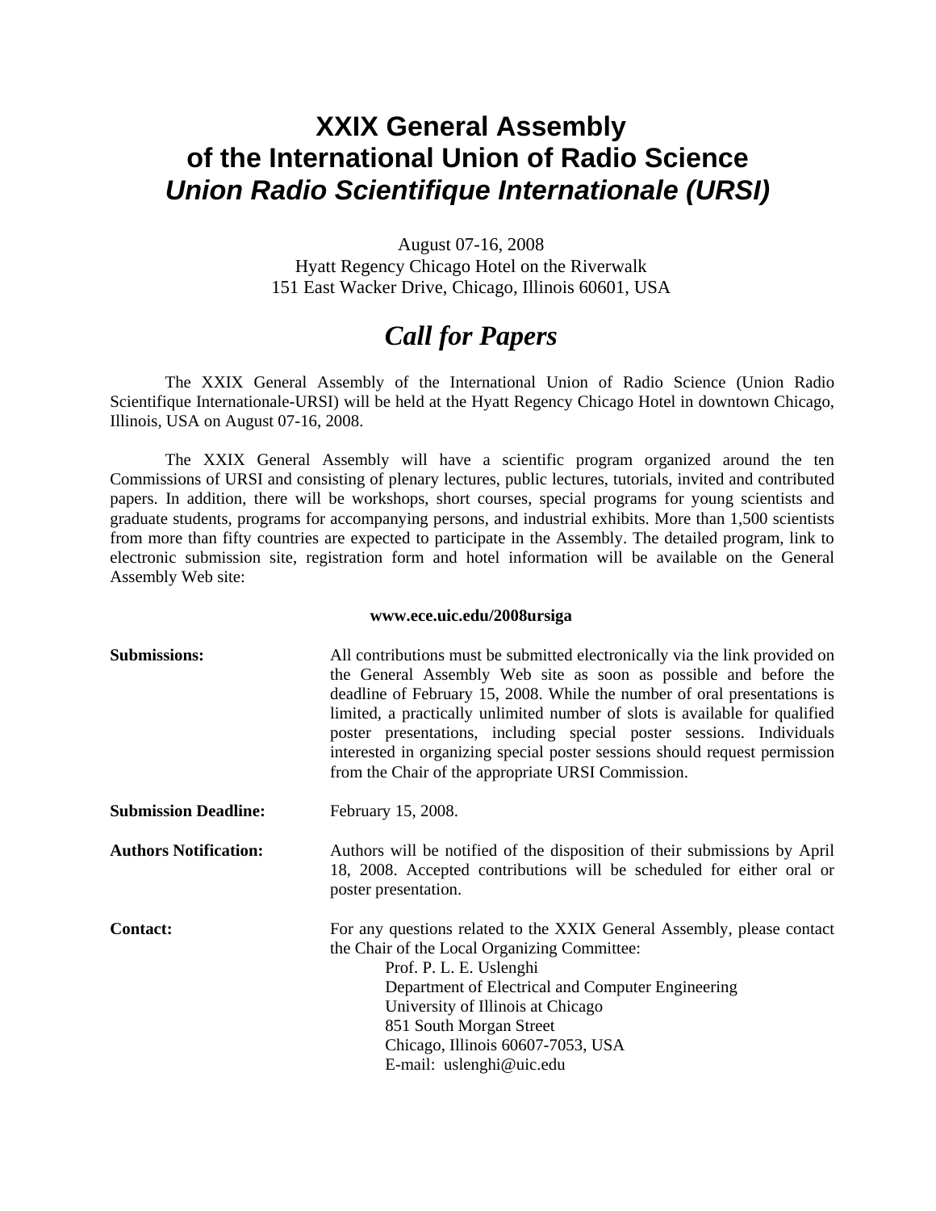# XXIX General Assembly
# of the International Union of Radio Science
# *Union Radio Scientifique Internationale (URSI)*

August 07-16, 2008
Hyatt Regency Chicago Hotel on the Riverwalk
151 East Wacker Drive, Chicago, Illinois 60601, USA

## *Call for Papers*

The XXIX General Assembly of the International Union of Radio Science (Union Radio Scientifique Internationale-URSI) will be held at the Hyatt Regency Chicago Hotel in downtown Chicago, Illinois, USA on August 07-16, 2008.

The XXIX General Assembly will have a scientific program organized around the ten Commissions of URSI and consisting of plenary lectures, public lectures, tutorials, invited and contributed papers. In addition, there will be workshops, short courses, special programs for young scientists and graduate students, programs for accompanying persons, and industrial exhibits. More than 1,500 scientists from more than fifty countries are expected to participate in the Assembly. The detailed program, link to electronic submission site, registration form and hotel information will be available on the General Assembly Web site:

**www.ece.uic.edu/2008ursiga**

**Submissions:** All contributions must be submitted electronically via the link provided on the General Assembly Web site as soon as possible and before the deadline of February 15, 2008. While the number of oral presentations is limited, a practically unlimited number of slots is available for qualified poster presentations, including special poster sessions. Individuals interested in organizing special poster sessions should request permission from the Chair of the appropriate URSI Commission.

**Submission Deadline:** February 15, 2008.

**Authors Notification:** Authors will be notified of the disposition of their submissions by April 18, 2008. Accepted contributions will be scheduled for either oral or poster presentation.

**Contact:** For any questions related to the XXIX General Assembly, please contact the Chair of the Local Organizing Committee:

Prof. P. L. E. Uslenghi
Department of Electrical and Computer Engineering
University of Illinois at Chicago
851 South Morgan Street
Chicago, Illinois 60607-7053, USA
E-mail: uslenghi@uic.edu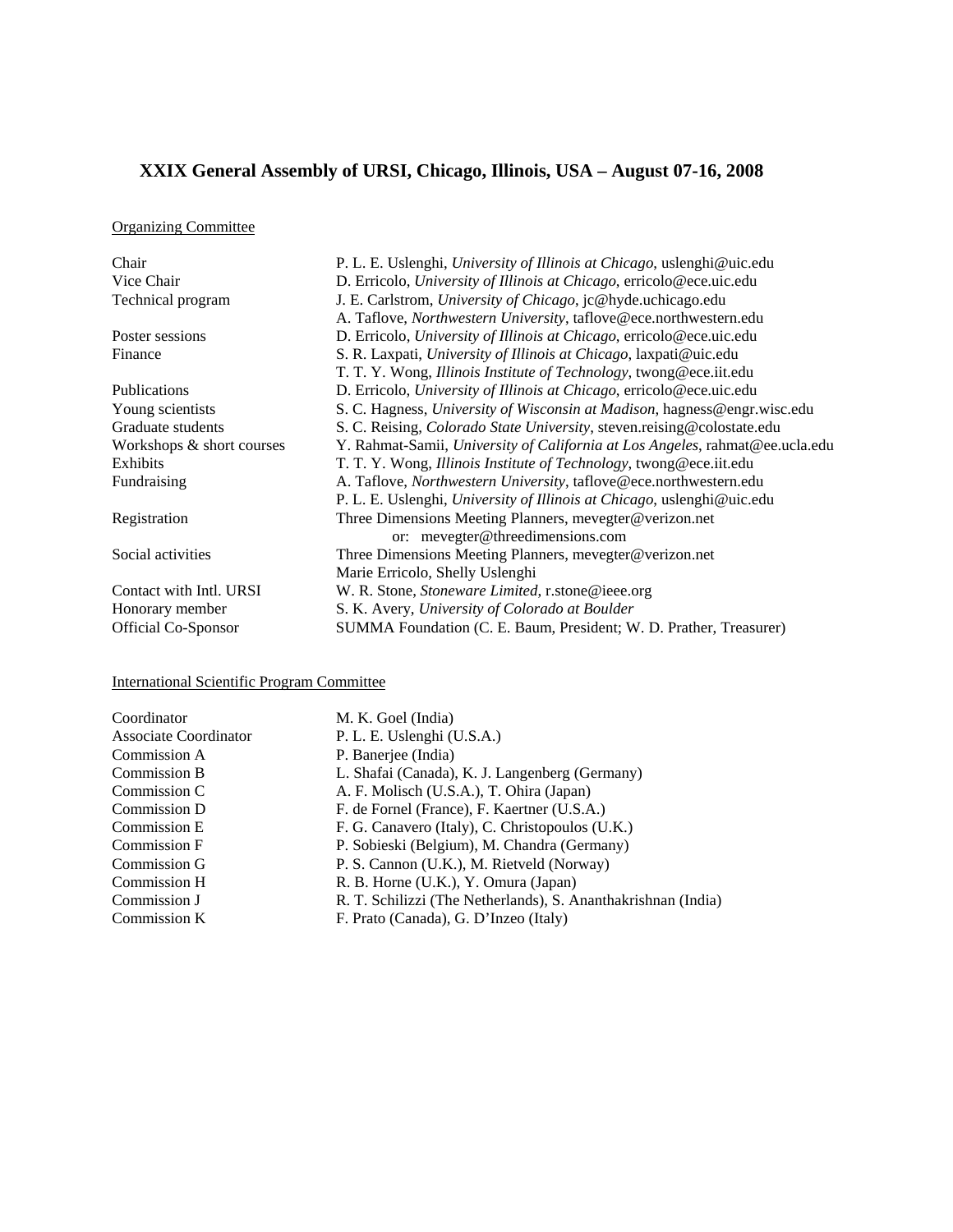# XXIX General Assembly of URSI, Chicago, Illinois, USA – August 07-16, 2008

## Organizing Committee

| | |
|---|---|
| Chair | P. L. E. Uslenghi, *University of Illinois at Chicago*, uslenghi@uic.edu |
| Vice Chair | D. Erricolo, *University of Illinois at Chicago*, erricolo@ece.uic.edu |
| Technical program | J. E. Carlstrom, *University of Chicago*, jc@hyde.uchicago.edu |
| | A. Taflove, *Northwestern University*, taflove@ece.northwestern.edu |
| Poster sessions | D. Erricolo, *University of Illinois at Chicago*, erricolo@ece.uic.edu |
| Finance | S. R. Laxpati, *University of Illinois at Chicago*, laxpati@uic.edu |
| | T. T. Y. Wong, *Illinois Institute of Technology*, twong@ece.iit.edu |
| Publications | D. Erricolo, *University of Illinois at Chicago*, erricolo@ece.uic.edu |
| Young scientists | S. C. Hagness, *University of Wisconsin at Madison*, hagness@engr.wisc.edu |
| Graduate students | S. C. Reising, *Colorado State University*, steven.reising@colostate.edu |
| Workshops & short courses | Y. Rahmat-Samii, *University of California at Los Angeles*, rahmat@ee.ucla.edu |
| Exhibits | T. T. Y. Wong, *Illinois Institute of Technology*, twong@ece.iit.edu |
| Fundraising | A. Taflove, *Northwestern University*, taflove@ece.northwestern.edu |
| | P. L. E. Uslenghi, *University of Illinois at Chicago*, uslenghi@uic.edu |
| Registration | Three Dimensions Meeting Planners, mevegter@verizon.net |
| | or: mevegter@threedimensions.com |
| Social activities | Three Dimensions Meeting Planners, mevegter@verizon.net |
| | Marie Erricolo, Shelly Uslenghi |
| Contact with Intl. URSI | W. R. Stone, *Stoneware Limited*, r.stone@ieee.org |
| Honorary member | S. K. Avery, *University of Colorado at Boulder* |
| Official Co-Sponsor | SUMMA Foundation (C. E. Baum, President; W. D. Prather, Treasurer) |

## International Scientific Program Committee

| | |
|---|---|
| Coordinator | M. K. Goel (India) |
| Associate Coordinator | P. L. E. Uslenghi (U.S.A.) |
| Commission A | P. Banerjee (India) |
| Commission B | L. Shafai (Canada), K. J. Langenberg (Germany) |
| Commission C | A. F. Molisch (U.S.A.), T. Ohira (Japan) |
| Commission D | F. de Fornel (France), F. Kaertner (U.S.A.) |
| Commission E | F. G. Canavero (Italy), C. Christopoulos (U.K.) |
| Commission F | P. Sobieski (Belgium), M. Chandra (Germany) |
| Commission G | P. S. Cannon (U.K.), M. Rietveld (Norway) |
| Commission H | R. B. Horne (U.K.), Y. Omura (Japan) |
| Commission J | R. T. Schilizzi (The Netherlands), S. Ananthakrishnan (India) |
| Commission K | F. Prato (Canada), G. D'Inzeo (Italy) |